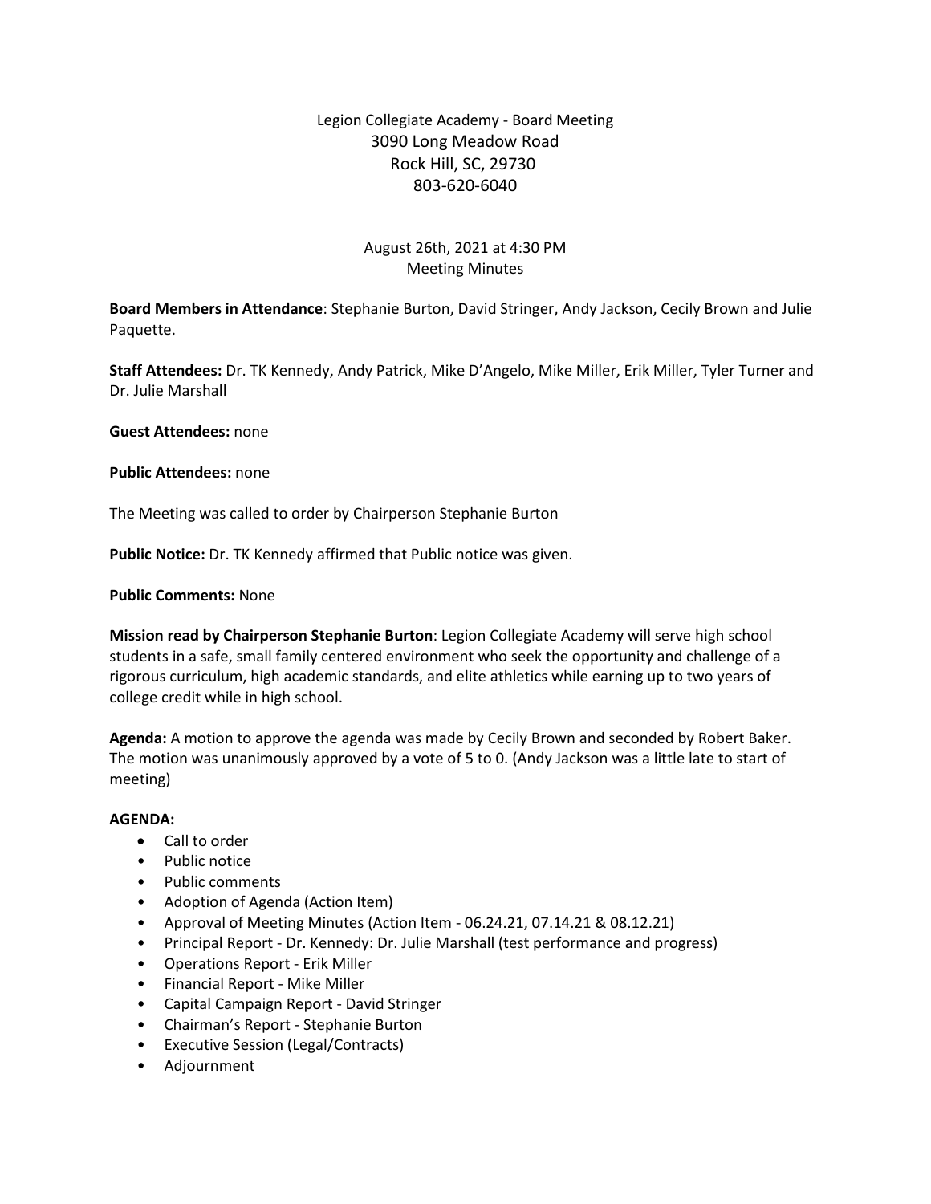Legion Collegiate Academy - Board Meeting
3090 Long Meadow Road
Rock Hill, SC, 29730
803-620-6040

August 26th, 2021 at 4:30 PM
Meeting Minutes

**Board Members in Attendance**: Stephanie Burton, David Stringer, Andy Jackson, Cecily Brown and Julie Paquette.

**Staff Attendees:** Dr. TK Kennedy, Andy Patrick, Mike D'Angelo, Mike Miller, Erik Miller, Tyler Turner and Dr. Julie Marshall

**Guest Attendees:** none

**Public Attendees:** none

The Meeting was called to order by Chairperson Stephanie Burton

**Public Notice:** Dr. TK Kennedy affirmed that Public notice was given.

**Public Comments:** None

**Mission read by Chairperson Stephanie Burton**: Legion Collegiate Academy will serve high school students in a safe, small family centered environment who seek the opportunity and challenge of a rigorous curriculum, high academic standards, and elite athletics while earning up to two years of college credit while in high school.

**Agenda:** A motion to approve the agenda was made by Cecily Brown and seconded by Robert Baker. The motion was unanimously approved by a vote of 5 to 0. (Andy Jackson was a little late to start of meeting)

**AGENDA:**

- Call to order
- Public notice
- Public comments
- Adoption of Agenda (Action Item)
- Approval of Meeting Minutes (Action Item - 06.24.21, 07.14.21 & 08.12.21)
- Principal Report - Dr. Kennedy: Dr. Julie Marshall (test performance and progress)
- Operations Report - Erik Miller
- Financial Report - Mike Miller
- Capital Campaign Report - David Stringer
- Chairman's Report - Stephanie Burton
- Executive Session (Legal/Contracts)
- Adjournment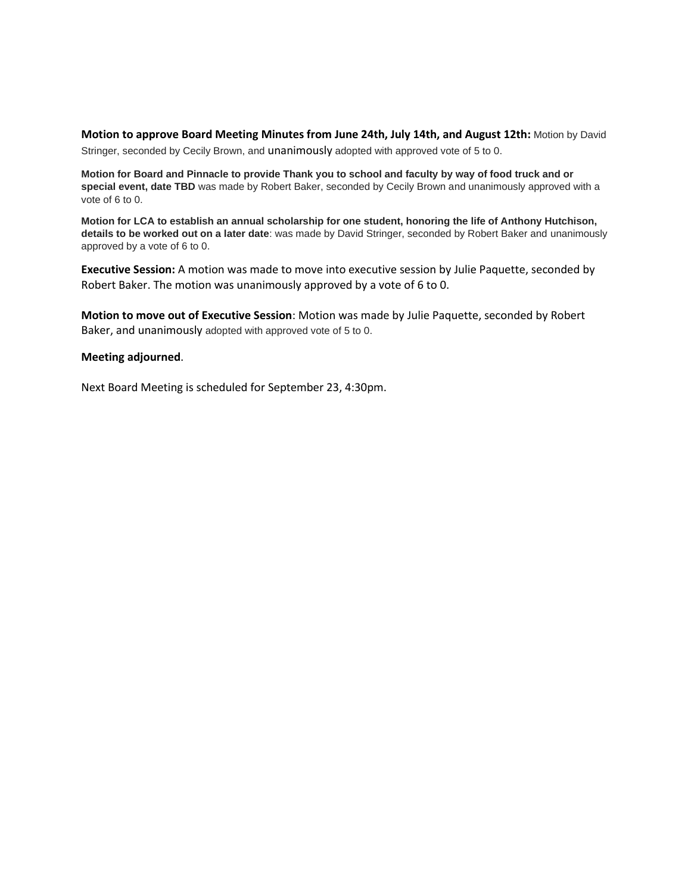**Motion to approve Board Meeting Minutes from June 24th, July 14th, and August 12th:** Motion by David Stringer, seconded by Cecily Brown, and unanimously adopted with approved vote of 5 to 0.

**Motion for Board and Pinnacle to provide Thank you to school and faculty by way of food truck and or special event, date TBD** was made by Robert Baker, seconded by Cecily Brown and unanimously approved with a vote of 6 to 0.

**Motion for LCA to establish an annual scholarship for one student, honoring the life of Anthony Hutchison, details to be worked out on a later date**: was made by David Stringer, seconded by Robert Baker and unanimously approved by a vote of 6 to 0.

**Executive Session:** A motion was made to move into executive session by Julie Paquette, seconded by Robert Baker. The motion was unanimously approved by a vote of 6 to 0.

**Motion to move out of Executive Session**: Motion was made by Julie Paquette, seconded by Robert Baker, and unanimously adopted with approved vote of 5 to 0.

**Meeting adjourned**.

Next Board Meeting is scheduled for September 23, 4:30pm.